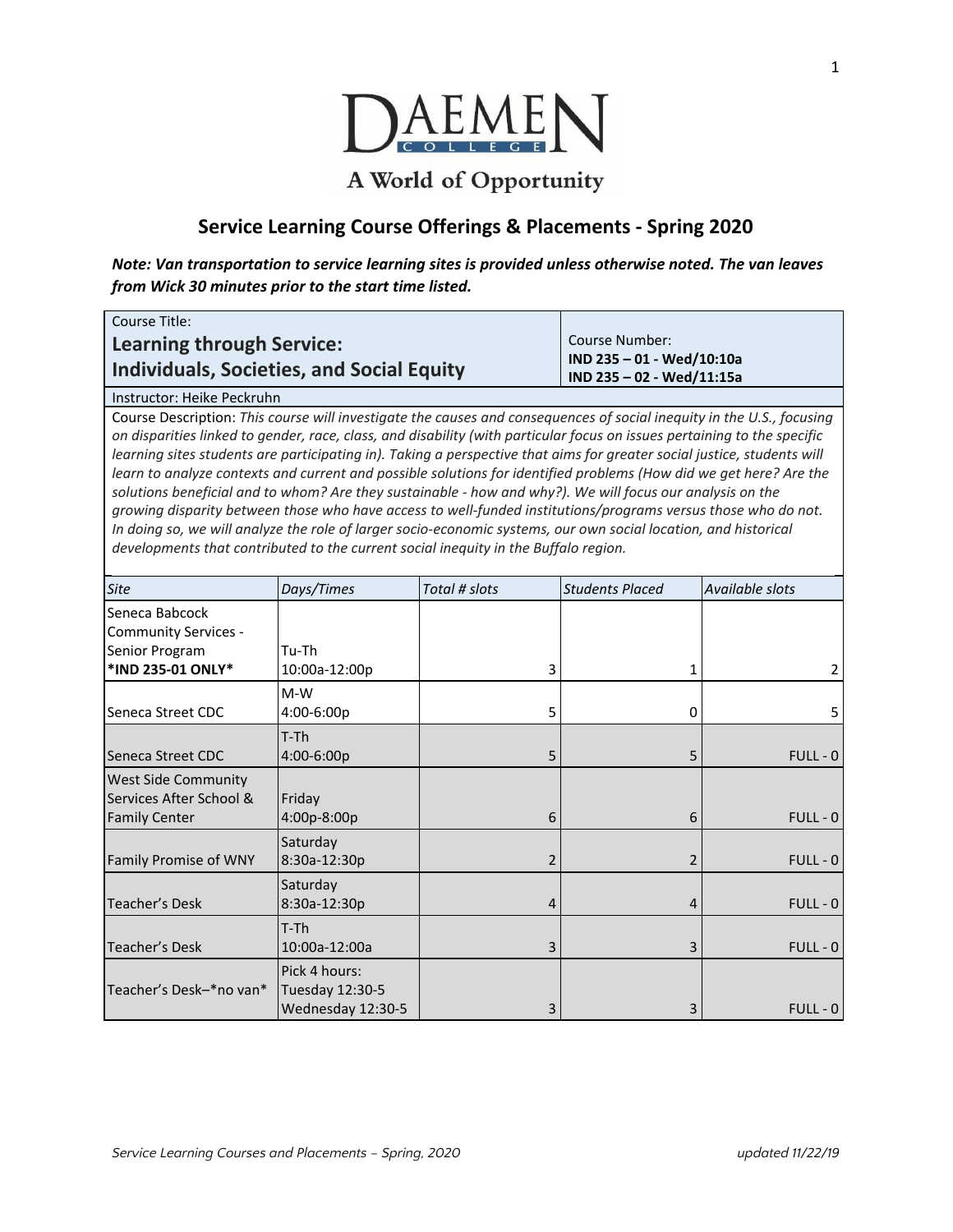DAEMEN COLLEGE

A World of Opportunity

## Service Learning Course Offerings & Placements - Spring 2020

***Note: Van transportation to service learning sites is provided unless otherwise noted. The van leaves from Wick 30 minutes prior to the start time listed.***

| Course Title: **Learning through Service: Individuals, Societies, and Social Equity** | Course Number: **IND 235 – 01 - Wed/10:10a** **IND 235 – 02 - Wed/11:15a** |
|---|---|

Instructor: Heike Peckruhn

Course Description: *This course will investigate the causes and consequences of social inequity in the U.S., focusing on disparities linked to gender, race, class, and disability (with particular focus on issues pertaining to the specific learning sites students are participating in). Taking a perspective that aims for greater social justice, students will learn to analyze contexts and current and possible solutions for identified problems (How did we get here? Are the solutions beneficial and to whom? Are they sustainable - how and why?). We will focus our analysis on the growing disparity between those who have access to well-funded institutions/programs versus those who do not. In doing so, we will analyze the role of larger socio-economic systems, our own social location, and historical developments that contributed to the current social inequity in the Buffalo region.*

| *Site* | *Days/Times* | *Total # slots* | *Students Placed* | *Available slots* |
|---|---|---|---|---|
| Seneca Babcock Community Services - Senior Program **\*IND 235-01 ONLY\*** | Tu-Th 10:00a-12:00p | 3 | 1 | 2 |
| Seneca Street CDC | M-W 4:00-6:00p | 5 | 0 | 5 |
| Seneca Street CDC | T-Th 4:00-6:00p | 5 | 5 | FULL - 0 |
| West Side Community Services After School & Family Center | Friday 4:00p-8:00p | 6 | 6 | FULL - 0 |
| Family Promise of WNY | Saturday 8:30a-12:30p | 2 | 2 | FULL - 0 |
| Teacher's Desk | Saturday 8:30a-12:30p | 4 | 4 | FULL - 0 |
| Teacher's Desk | T-Th 10:00a-12:00a | 3 | 3 | FULL - 0 |
| Teacher's Desk–\*no van\* | Pick 4 hours: Tuesday 12:30-5 Wednesday 12:30-5 | 3 | 3 | FULL - 0 |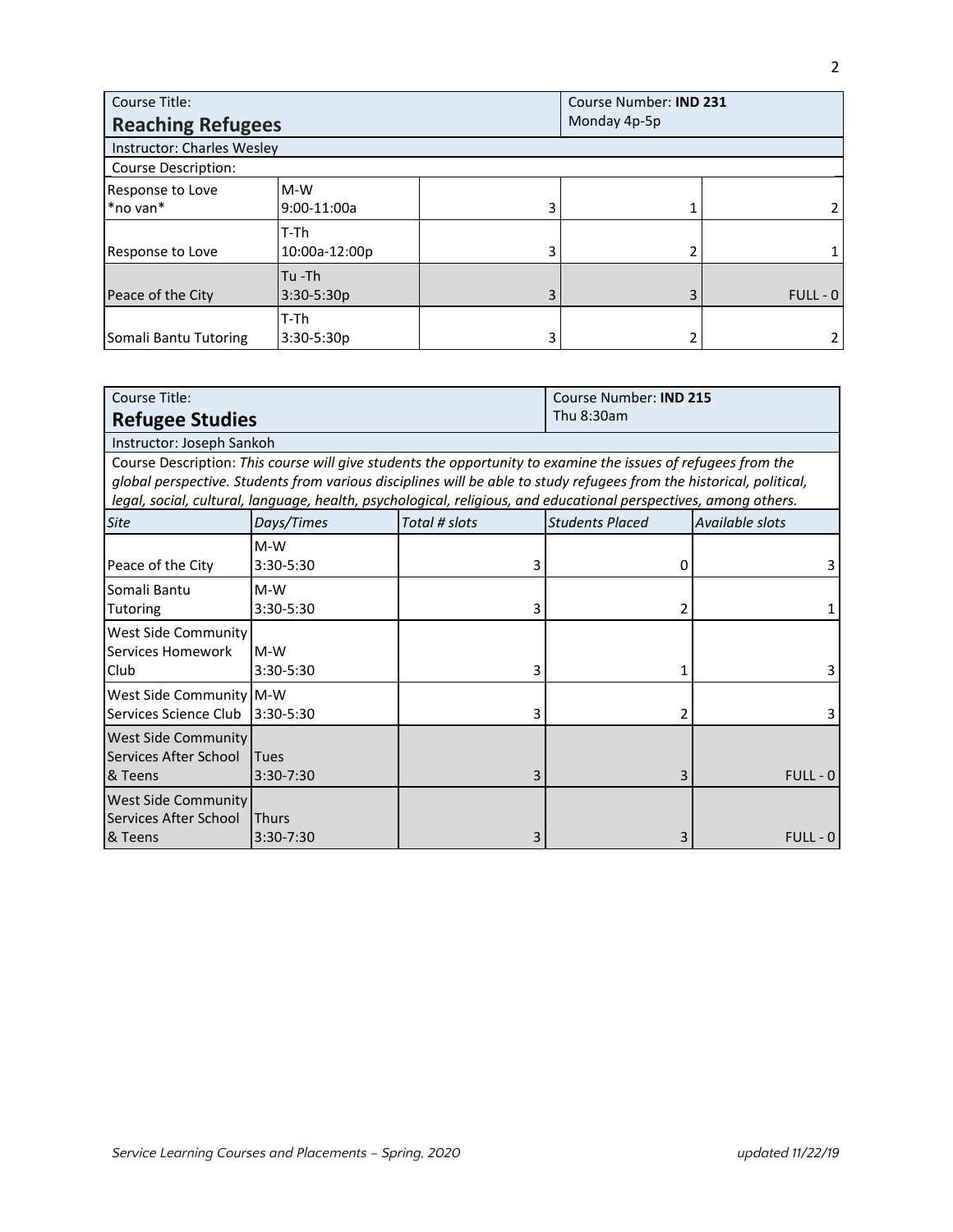| Course Title: **Reaching Refugees** | | | Course Number: **IND 231** Monday 4p-5p | |
|---|---|---|---|---|
| Instructor: Charles Wesley | | | | |
| Course Description: | | | | |
| Response to Love *no van* | M-W 9:00-11:00a | 3 | 1 | 2 |
| Response to Love | T-Th 10:00a-12:00p | 3 | 2 | 1 |
| Peace of the City | Tu -Th 3:30-5:30p | 3 | 3 | FULL - 0 |
| Somali Bantu Tutoring | T-Th 3:30-5:30p | 3 | 2 | 2 |

| Course Title: **Refugee Studies** | | | Course Number: **IND 215** Thu 8:30am | |
|---|---|---|---|---|
| Instructor: Joseph Sankoh | | | | |
| Course Description: *This course will give students the opportunity to examine the issues of refugees from the global perspective. Students from various disciplines will be able to study refugees from the historical, political, legal, social, cultural, language, health, psychological, religious, and educational perspectives, among others.* | | | | |
| *Site* | *Days/Times* | *Total # slots* | *Students Placed* | *Available slots* |
| Peace of the City | M-W 3:30-5:30 | 3 | 0 | 3 |
| Somali Bantu Tutoring | M-W 3:30-5:30 | 3 | 2 | 1 |
| West Side Community Services Homework Club | M-W 3:30-5:30 | 3 | 1 | 3 |
| West Side Community Services Science Club | M-W 3:30-5:30 | 3 | 2 | 3 |
| West Side Community Services After School & Teens | Tues 3:30-7:30 | 3 | 3 | FULL - 0 |
| West Side Community Services After School & Teens | Thurs 3:30-7:30 | 3 | 3 | FULL - 0 |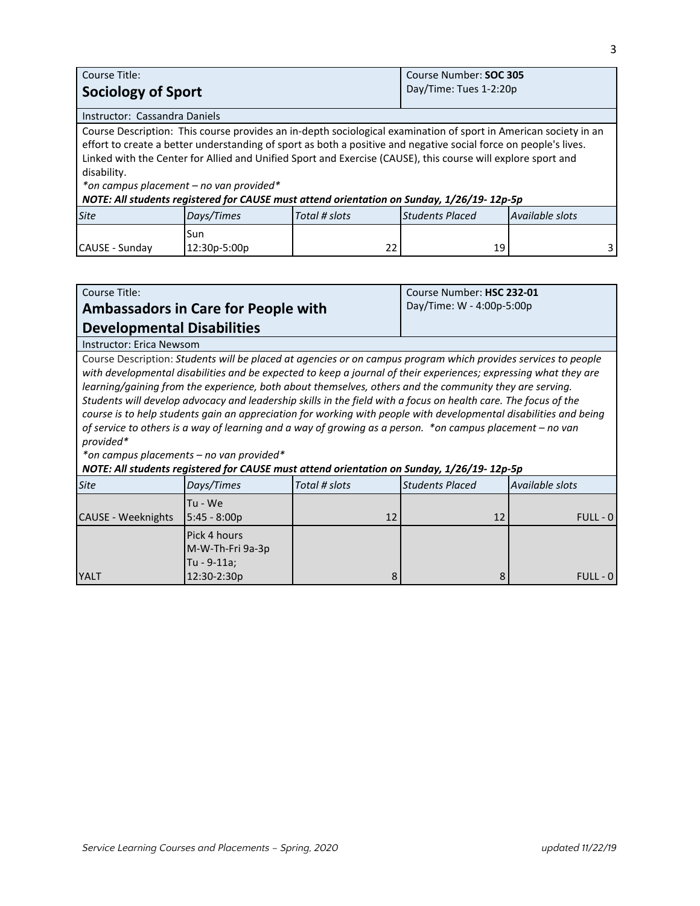| Course Title: **Sociology of Sport** | | | Course Number: **SOC 305** Day/Time: Tues 1-2:20p | |
|---|---|---|---|---|
| Instructor: Cassandra Daniels | | | | |
| Course Description: This course provides an in-depth sociological examination of sport in American society in an effort to create a better understanding of sport as both a positive and negative social force on people's lives. Linked with the Center for Allied and Unified Sport and Exercise (CAUSE), this course will explore sport and disability. *\*on campus placement – no van provided\** ***NOTE: All students registered for CAUSE must attend orientation on Sunday, 1/26/19- 12p-5p*** | | | | |
| *Site* | *Days/Times* | *Total # slots* | *Students Placed* | *Available slots* |
| CAUSE - Sunday | Sun 12:30p-5:00p | 22 | 19 | 3 |

| Course Title: **Ambassadors in Care for People with Developmental Disabilities** | | | Course Number: **HSC 232-01** Day/Time: W - 4:00p-5:00p | |
|---|---|---|---|---|
| Instructor: Erica Newsom | | | | |
| Course Description: *Students will be placed at agencies or on campus program which provides services to people with developmental disabilities and be expected to keep a journal of their experiences; expressing what they are learning/gaining from the experience, both about themselves, others and the community they are serving. Students will develop advocacy and leadership skills in the field with a focus on health care. The focus of the course is to help students gain an appreciation for working with people with developmental disabilities and being of service to others is a way of learning and a way of growing as a person. \*on campus placement – no van provided\** *\*on campus placements – no van provided\** ***NOTE: All students registered for CAUSE must attend orientation on Sunday, 1/26/19- 12p-5p*** | | | | |
| *Site* | *Days/Times* | *Total # slots* | *Students Placed* | *Available slots* |
| CAUSE - Weeknights | Tu - We 5:45 - 8:00p | 12 | 12 | FULL - 0 |
| YALT | Pick 4 hours M-W-Th-Fri 9a-3p Tu - 9-11a; 12:30-2:30p | 8 | 8 | FULL - 0 |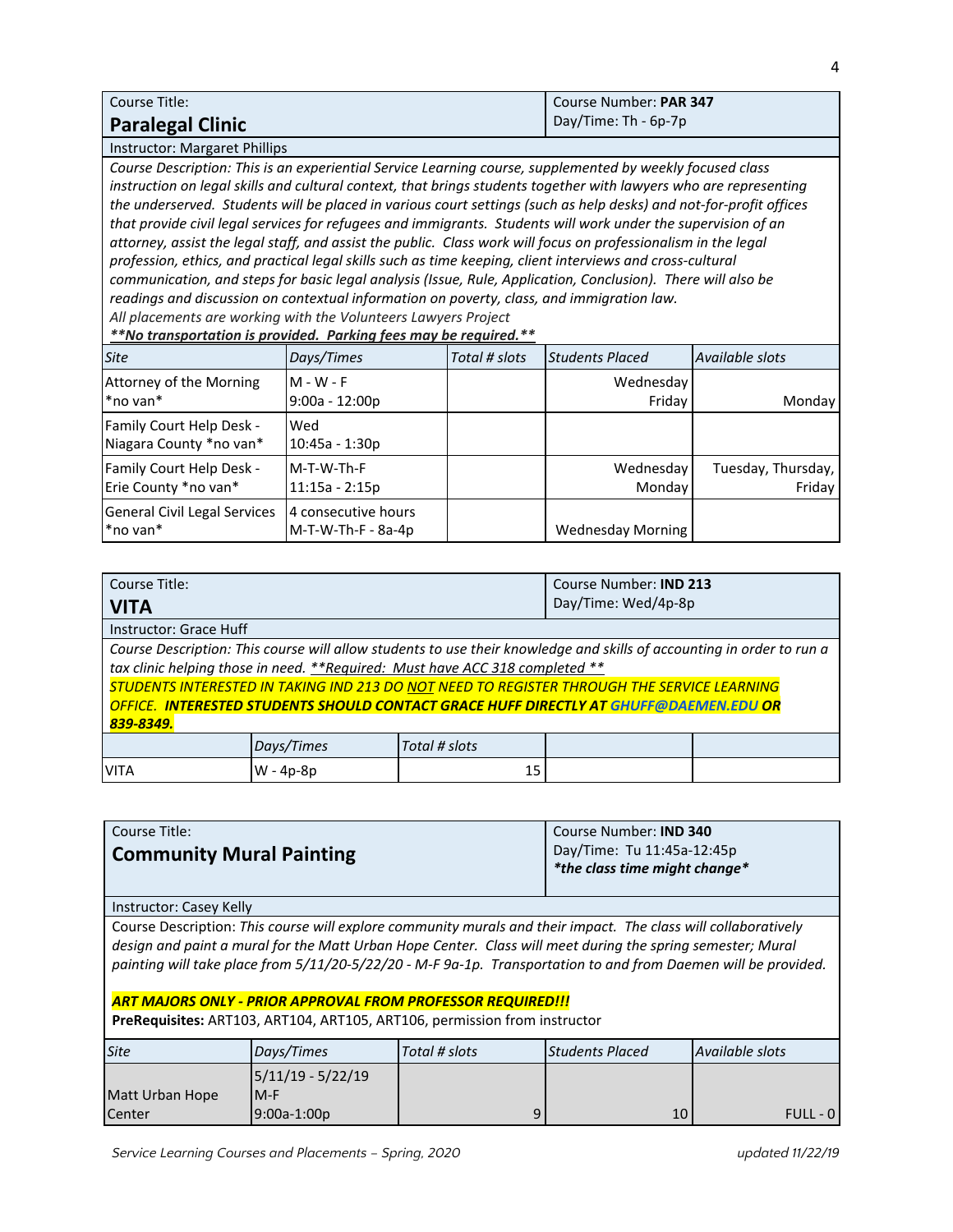| Course Title: **Paralegal Clinic** | | | Course Number: **PAR 347** Day/Time: Th - 6p-7p | |
|---|---|---|---|---|
| Instructor: Margaret Phillips | | | | |
| *Course Description: This is an experiential Service Learning course, supplemented by weekly focused class instruction on legal skills and cultural context, that brings students together with lawyers who are representing the underserved. Students will be placed in various court settings (such as help desks) and not-for-profit offices that provide civil legal services for refugees and immigrants. Students will work under the supervision of an attorney, assist the legal staff, and assist the public. Class work will focus on professionalism in the legal profession, ethics, and practical legal skills such as time keeping, client interviews and cross-cultural communication, and steps for basic legal analysis (Issue, Rule, Application, Conclusion). There will also be readings and discussion on contextual information on poverty, class, and immigration law. All placements are working with the Volunteers Lawyers Project* ***\*\*No transportation is provided. Parking fees may be required.\*\**** | | | | |
| *Site* | *Days/Times* | *Total # slots* | *Students Placed* | *Available slots* |
| Attorney of the Morning \*no van\* | M - W - F 9:00a - 12:00p | | Wednesday Friday | Monday |
| Family Court Help Desk - Niagara County \*no van\* | Wed 10:45a - 1:30p | | | |
| Family Court Help Desk - Erie County \*no van\* | M-T-W-Th-F 11:15a - 2:15p | | Wednesday Monday | Tuesday, Thursday, Friday |
| General Civil Legal Services \*no van\* | 4 consecutive hours M-T-W-Th-F - 8a-4p | | Wednesday Morning | |

| Course Title: **VITA** | | | Course Number: **IND 213** Day/Time: Wed/4p-8p | |
|---|---|---|---|---|
| Instructor: Grace Huff | | | | |
| *Course Description: This course will allow students to use their knowledge and skills of accounting in order to run a tax clinic helping those in need. \*\*Required: Must have ACC 318 completed \*\** *STUDENTS INTERESTED IN TAKING IND 213 DO NOT NEED TO REGISTER THROUGH THE SERVICE LEARNING OFFICE.* ***INTERESTED STUDENTS SHOULD CONTACT GRACE HUFF DIRECTLY AT GHUFF@DAEMEN.EDU OR 839-8349.*** | | | | |
| | *Days/Times* | *Total # slots* | | |
| VITA | W - 4p-8p | 15 | | |

| Course Title: **Community Mural Painting** | | | Course Number: **IND 340** Day/Time: Tu 11:45a-12:45p ***\*the class time might change\**** | |
|---|---|---|---|---|
| Instructor: Casey Kelly | | | | |
| Course Description: *This course will explore community murals and their impact. The class will collaboratively design and paint a mural for the Matt Urban Hope Center. Class will meet during the spring semester; Mural painting will take place from 5/11/20-5/22/20 - M-F 9a-1p. Transportation to and from Daemen will be provided.* ***ART MAJORS ONLY - PRIOR APPROVAL FROM PROFESSOR REQUIRED!!!*** **PreRequisites:** ART103, ART104, ART105, ART106, permission from instructor | | | | |
| *Site* | *Days/Times* | *Total # slots* | *Students Placed* | *Available slots* |
| Matt Urban Hope Center | 5/11/19 - 5/22/19 M-F 9:00a-1:00p | 9 | 10 | FULL - 0 |

*Service Learning Courses and Placements – Spring, 2020* *updated 11/22/19*